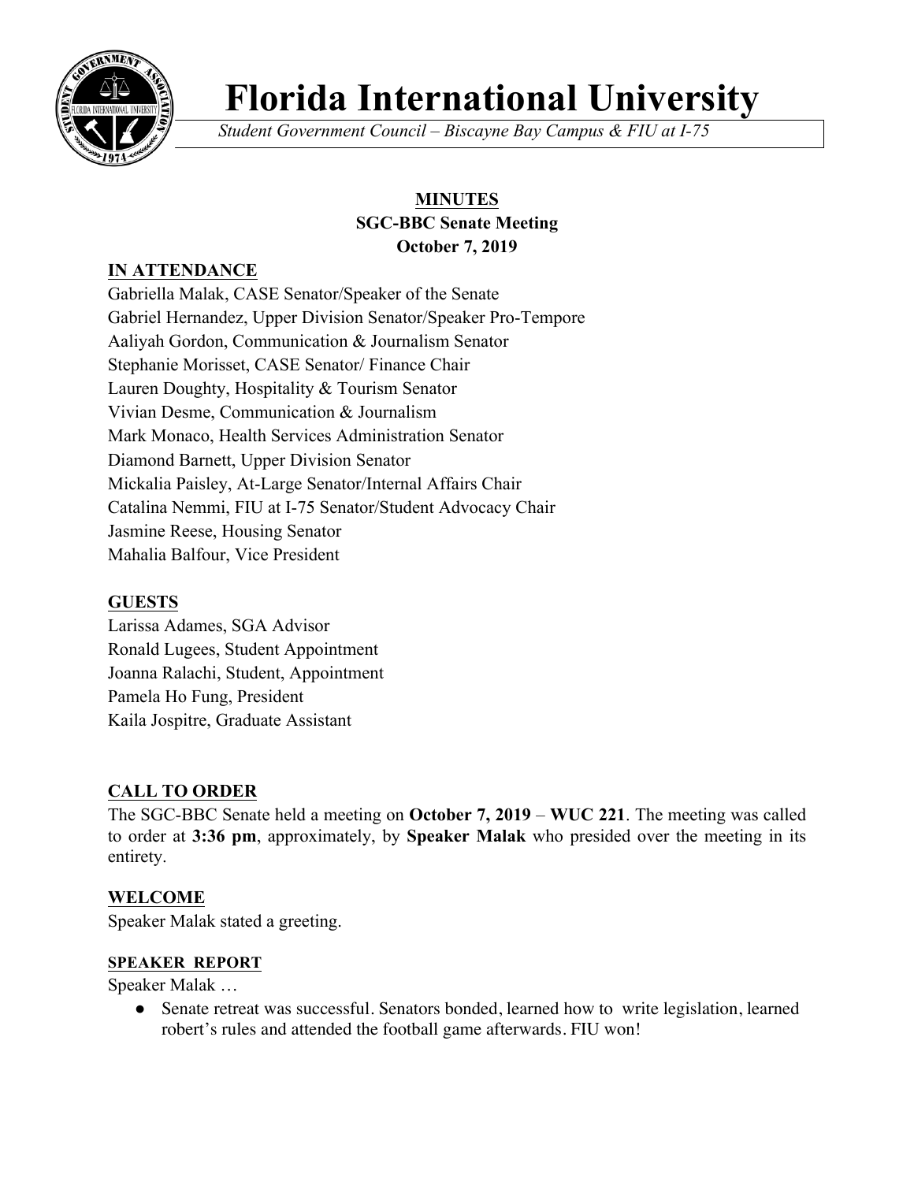# Florida International University

*Student Government Council – Biscayne Bay Campus & FIU at I-75*

**MINUTES**
**SGC-BBC Senate Meeting**
**October 7, 2019**

## IN ATTENDANCE

Gabriella Malak, CASE Senator/Speaker of the Senate
Gabriel Hernandez, Upper Division Senator/Speaker Pro-Tempore
Aaliyah Gordon, Communication & Journalism Senator
Stephanie Morisset, CASE Senator/ Finance Chair
Lauren Doughty, Hospitality & Tourism Senator
Vivian Desme, Communication & Journalism
Mark Monaco, Health Services Administration Senator
Diamond Barnett, Upper Division Senator
Mickalia Paisley, At-Large Senator/Internal Affairs Chair
Catalina Nemmi, FIU at I-75 Senator/Student Advocacy Chair
Jasmine Reese, Housing Senator
Mahalia Balfour, Vice President

## GUESTS

Larissa Adames, SGA Advisor
Ronald Lugees, Student Appointment
Joanna Ralachi, Student, Appointment
Pamela Ho Fung, President
Kaila Jospitre, Graduate Assistant

## CALL TO ORDER

The SGC-BBC Senate held a meeting on **October 7, 2019** – **WUC 221**. The meeting was called to order at **3:36 pm**, approximately, by **Speaker Malak** who presided over the meeting in its entirety.

## WELCOME

Speaker Malak stated a greeting.

## SPEAKER REPORT

Speaker Malak …

- Senate retreat was successful. Senators bonded, learned how to write legislation, learned robert's rules and attended the football game afterwards. FIU won!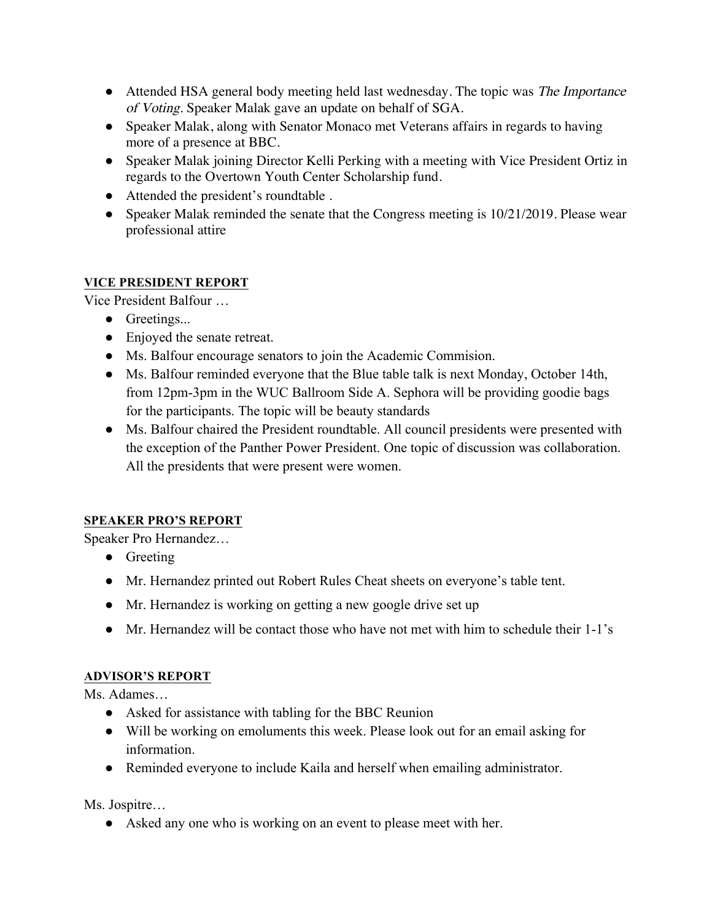- Attended HSA general body meeting held last wednesday. The topic was *The Importance of Voting.* Speaker Malak gave an update on behalf of SGA.
- Speaker Malak, along with Senator Monaco met Veterans affairs in regards to having more of a presence at BBC.
- Speaker Malak joining Director Kelli Perking with a meeting with Vice President Ortiz in regards to the Overtown Youth Center Scholarship fund.
- Attended the president's roundtable .
- Speaker Malak reminded the senate that the Congress meeting is 10/21/2019. Please wear professional attire

## VICE PRESIDENT REPORT

Vice President Balfour …

- Greetings...
- Enjoyed the senate retreat.
- Ms. Balfour encourage senators to join the Academic Commision.
- Ms. Balfour reminded everyone that the Blue table talk is next Monday, October 14th, from 12pm-3pm in the WUC Ballroom Side A. Sephora will be providing goodie bags for the participants. The topic will be beauty standards
- Ms. Balfour chaired the President roundtable. All council presidents were presented with the exception of the Panther Power President. One topic of discussion was collaboration. All the presidents that were present were women.

## SPEAKER PRO'S REPORT

Speaker Pro Hernandez…

- Greeting
- Mr. Hernandez printed out Robert Rules Cheat sheets on everyone's table tent.
- Mr. Hernandez is working on getting a new google drive set up
- Mr. Hernandez will be contact those who have not met with him to schedule their 1-1's

## ADVISOR'S REPORT

Ms. Adames…

- Asked for assistance with tabling for the BBC Reunion
- Will be working on emoluments this week. Please look out for an email asking for information.
- Reminded everyone to include Kaila and herself when emailing administrator.

Ms. Jospitre…

- Asked any one who is working on an event to please meet with her.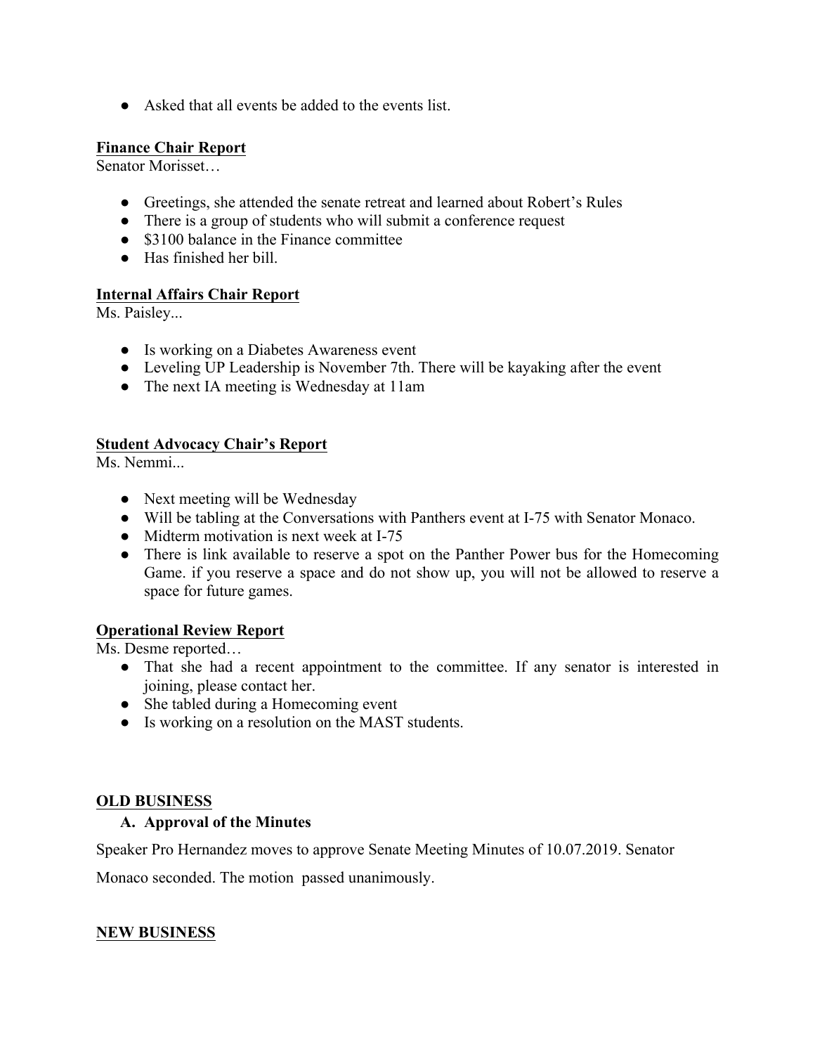- Asked that all events be added to the events list.

**Finance Chair Report**

Senator Morisset…

- Greetings, she attended the senate retreat and learned about Robert's Rules
- There is a group of students who will submit a conference request
- $3100 balance in the Finance committee
- Has finished her bill.

**Internal Affairs Chair Report**

Ms. Paisley...

- Is working on a Diabetes Awareness event
- Leveling UP Leadership is November 7th. There will be kayaking after the event
- The next IA meeting is Wednesday at 11am

**Student Advocacy Chair's Report**

Ms. Nemmi...

- Next meeting will be Wednesday
- Will be tabling at the Conversations with Panthers event at I-75 with Senator Monaco.
- Midterm motivation is next week at I-75
- There is link available to reserve a spot on the Panther Power bus for the Homecoming Game. if you reserve a space and do not show up, you will not be allowed to reserve a space for future games.

**Operational Review Report**

Ms. Desme reported…

- That she had a recent appointment to the committee. If any senator is interested in joining, please contact her.
- She tabled during a Homecoming event
- Is working on a resolution on the MAST students.

**OLD BUSINESS**

**A. Approval of the Minutes**

Speaker Pro Hernandez moves to approve Senate Meeting Minutes of 10.07.2019. Senator Monaco seconded. The motion passed unanimously.

**NEW BUSINESS**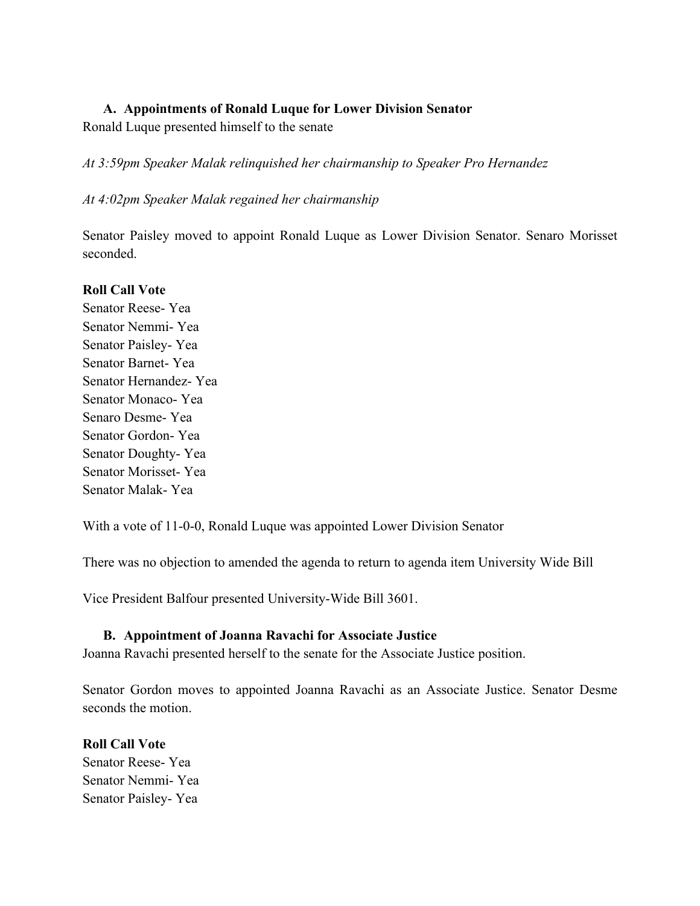### A. Appointments of Ronald Luque for Lower Division Senator

Ronald Luque presented himself to the senate

*At 3:59pm Speaker Malak relinquished her chairmanship to Speaker Pro Hernandez*

*At 4:02pm Speaker Malak regained her chairmanship*

Senator Paisley moved to appoint Ronald Luque as Lower Division Senator. Senaro Morisset seconded.

**Roll Call Vote**

Senator Reese- Yea
Senator Nemmi- Yea
Senator Paisley- Yea
Senator Barnet- Yea
Senator Hernandez- Yea
Senator Monaco- Yea
Senaro Desme- Yea
Senator Gordon- Yea
Senator Doughty- Yea
Senator Morisset- Yea
Senator Malak- Yea

With a vote of 11-0-0, Ronald Luque was appointed Lower Division Senator

There was no objection to amended the agenda to return to agenda item University Wide Bill

Vice President Balfour presented University-Wide Bill 3601.

### B. Appointment of Joanna Ravachi for Associate Justice

Joanna Ravachi presented herself to the senate for the Associate Justice position.

Senator Gordon moves to appointed Joanna Ravachi as an Associate Justice. Senator Desme seconds the motion.

**Roll Call Vote**

Senator Reese- Yea
Senator Nemmi- Yea
Senator Paisley- Yea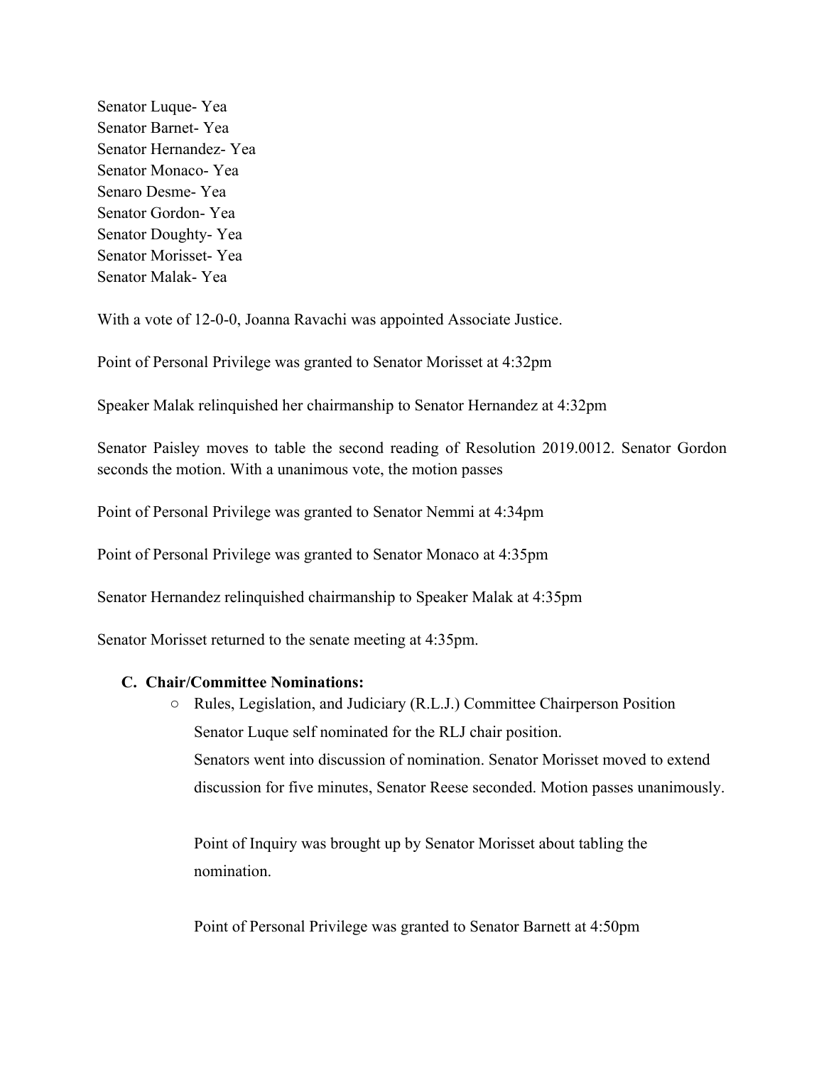Senator Luque- Yea
Senator Barnet- Yea
Senator Hernandez- Yea
Senator Monaco- Yea
Senaro Desme- Yea
Senator Gordon- Yea
Senator Doughty- Yea
Senator Morisset- Yea
Senator Malak- Yea

With a vote of 12-0-0, Joanna Ravachi was appointed Associate Justice.

Point of Personal Privilege was granted to Senator Morisset at 4:32pm

Speaker Malak relinquished her chairmanship to Senator Hernandez at 4:32pm

Senator Paisley moves to table the second reading of Resolution 2019.0012. Senator Gordon seconds the motion. With a unanimous vote, the motion passes

Point of Personal Privilege was granted to Senator Nemmi at 4:34pm

Point of Personal Privilege was granted to Senator Monaco at 4:35pm

Senator Hernandez relinquished chairmanship to Speaker Malak at 4:35pm

Senator Morisset returned to the senate meeting at 4:35pm.

**C. Chair/Committee Nominations:**

- Rules, Legislation, and Judiciary (R.L.J.) Committee Chairperson Position
  Senator Luque self nominated for the RLJ chair position.
  Senators went into discussion of nomination. Senator Morisset moved to extend discussion for five minutes, Senator Reese seconded. Motion passes unanimously.

  Point of Inquiry was brought up by Senator Morisset about tabling the nomination.

  Point of Personal Privilege was granted to Senator Barnett at 4:50pm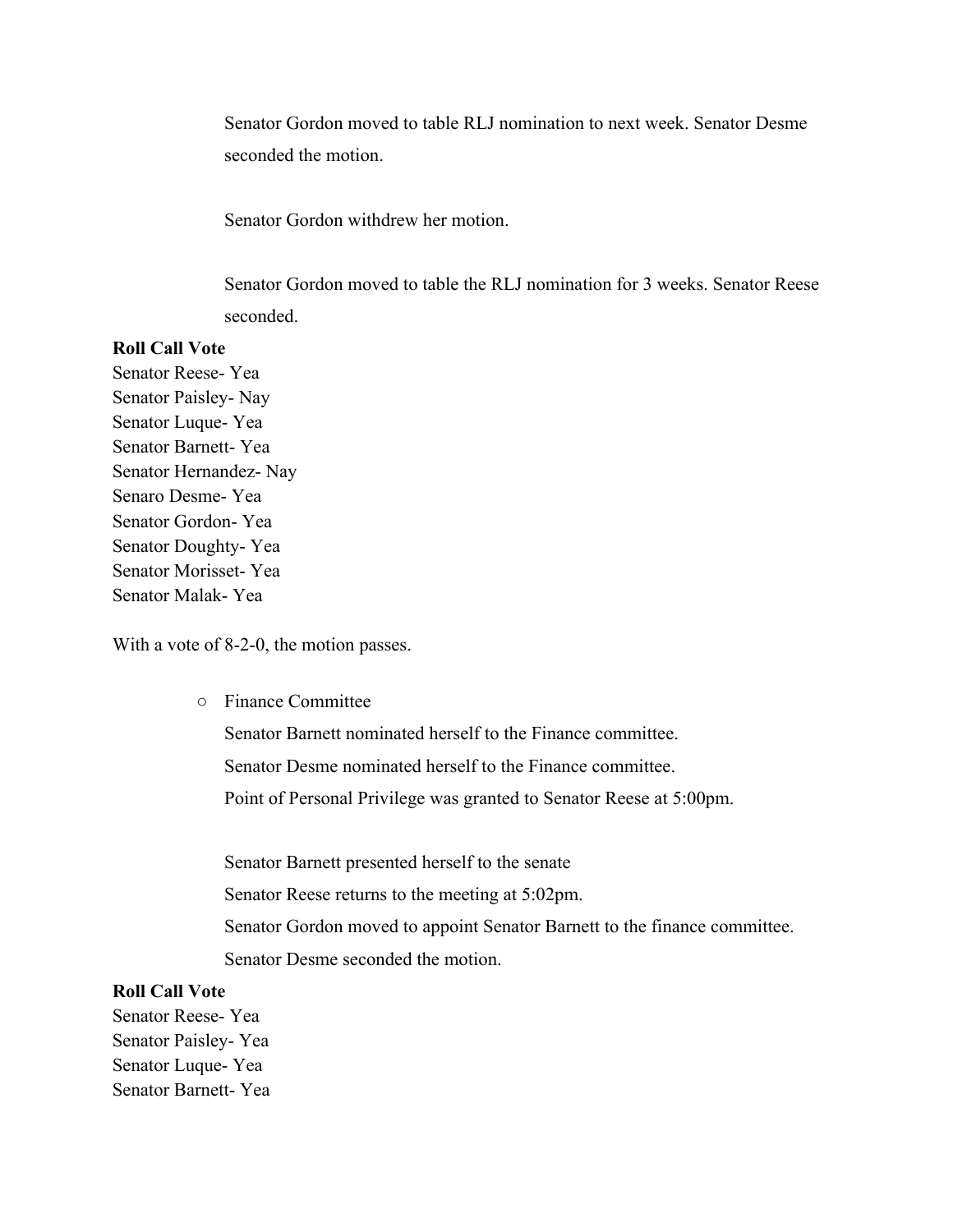Senator Gordon moved to table RLJ nomination to next week. Senator Desme seconded the motion.

Senator Gordon withdrew her motion.

Senator Gordon moved to table the RLJ nomination for 3 weeks. Senator Reese seconded.

**Roll Call Vote**
Senator Reese- Yea
Senator Paisley- Nay
Senator Luque- Yea
Senator Barnett- Yea
Senator Hernandez- Nay
Senaro Desme- Yea
Senator Gordon- Yea
Senator Doughty- Yea
Senator Morisset- Yea
Senator Malak- Yea

With a vote of 8-2-0, the motion passes.

- Finance Committee

  Senator Barnett nominated herself to the Finance committee.
  Senator Desme nominated herself to the Finance committee.
  Point of Personal Privilege was granted to Senator Reese at 5:00pm.

  Senator Barnett presented herself to the senate
  Senator Reese returns to the meeting at 5:02pm.
  Senator Gordon moved to appoint Senator Barnett to the finance committee.
  Senator Desme seconded the motion.

**Roll Call Vote**
Senator Reese- Yea
Senator Paisley- Yea
Senator Luque- Yea
Senator Barnett- Yea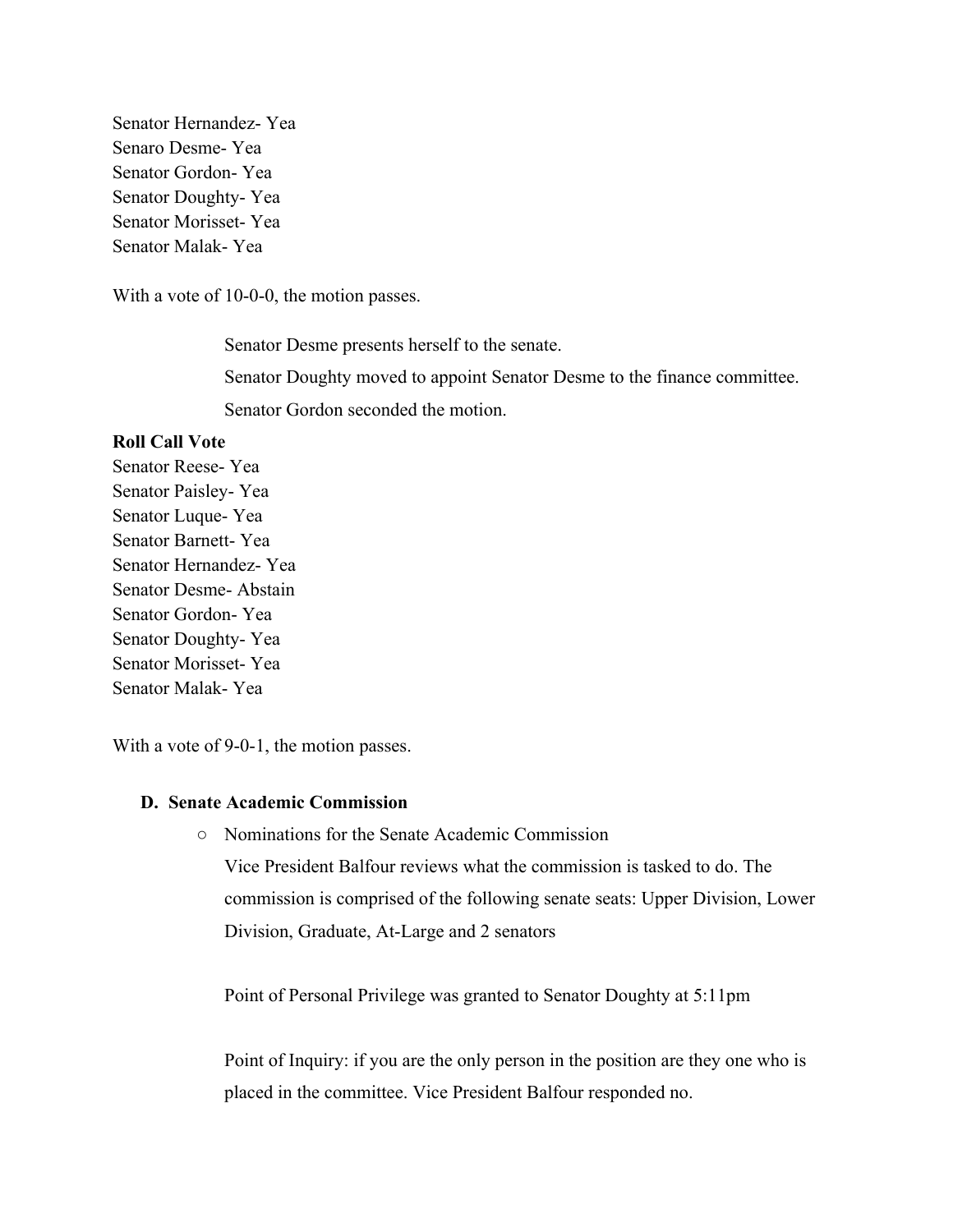Senator Hernandez- Yea
Senaro Desme- Yea
Senator Gordon- Yea
Senator Doughty- Yea
Senator Morisset- Yea
Senator Malak- Yea

With a vote of 10-0-0, the motion passes.

Senator Desme presents herself to the senate.

Senator Doughty moved to appoint Senator Desme to the finance committee.

Senator Gordon seconded the motion.

**Roll Call Vote**

Senator Reese- Yea
Senator Paisley- Yea
Senator Luque- Yea
Senator Barnett- Yea
Senator Hernandez- Yea
Senator Desme- Abstain
Senator Gordon- Yea
Senator Doughty- Yea
Senator Morisset- Yea
Senator Malak- Yea

With a vote of 9-0-1, the motion passes.

**D. Senate Academic Commission**

- Nominations for the Senate Academic Commission

  Vice President Balfour reviews what the commission is tasked to do. The commission is comprised of the following senate seats: Upper Division, Lower Division, Graduate, At-Large and 2 senators

  Point of Personal Privilege was granted to Senator Doughty at 5:11pm

  Point of Inquiry: if you are the only person in the position are they one who is placed in the committee. Vice President Balfour responded no.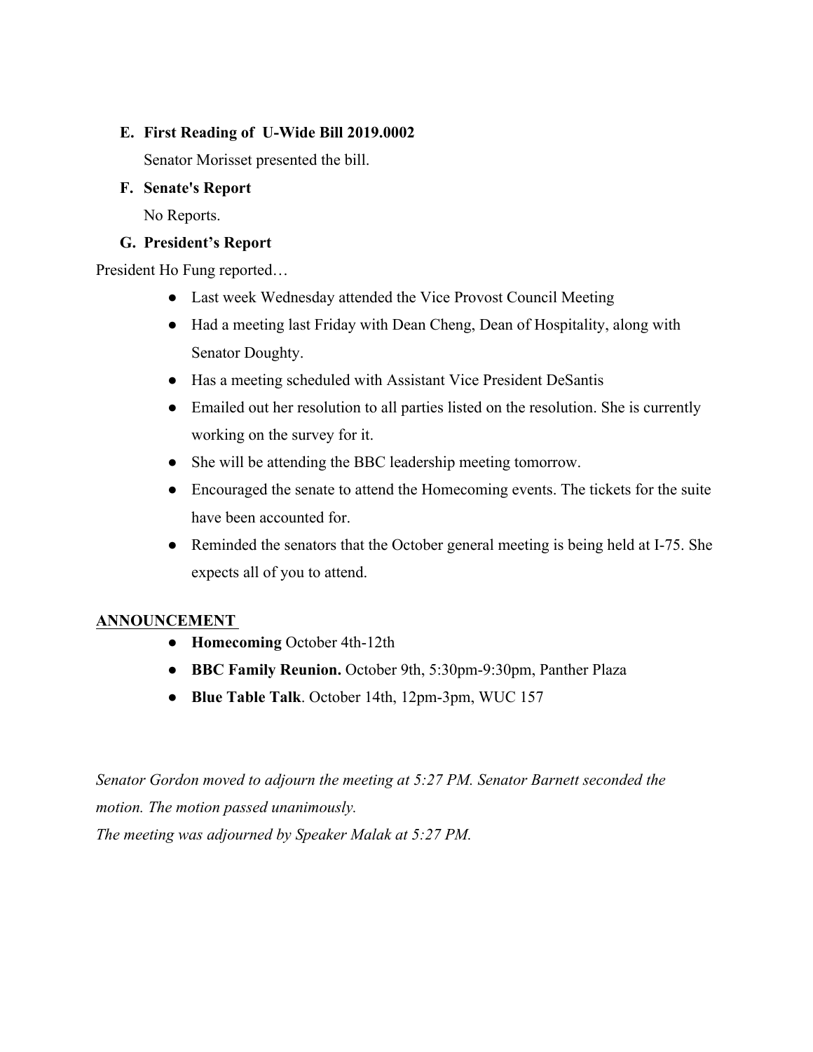**E. First Reading of U-Wide Bill 2019.0002**

Senator Morisset presented the bill.

**F. Senate's Report**

No Reports.

**G. President's Report**

President Ho Fung reported…

- Last week Wednesday attended the Vice Provost Council Meeting
- Had a meeting last Friday with Dean Cheng, Dean of Hospitality, along with Senator Doughty.
- Has a meeting scheduled with Assistant Vice President DeSantis
- Emailed out her resolution to all parties listed on the resolution. She is currently working on the survey for it.
- She will be attending the BBC leadership meeting tomorrow.
- Encouraged the senate to attend the Homecoming events. The tickets for the suite have been accounted for.
- Reminded the senators that the October general meeting is being held at I-75. She expects all of you to attend.

**ANNOUNCEMENT**

- **Homecoming** October 4th-12th
- **BBC Family Reunion.** October 9th, 5:30pm-9:30pm, Panther Plaza
- **Blue Table Talk**. October 14th, 12pm-3pm, WUC 157

*Senator Gordon moved to adjourn the meeting at 5:27 PM. Senator Barnett seconded the motion. The motion passed unanimously.*

*The meeting was adjourned by Speaker Malak at 5:27 PM.*